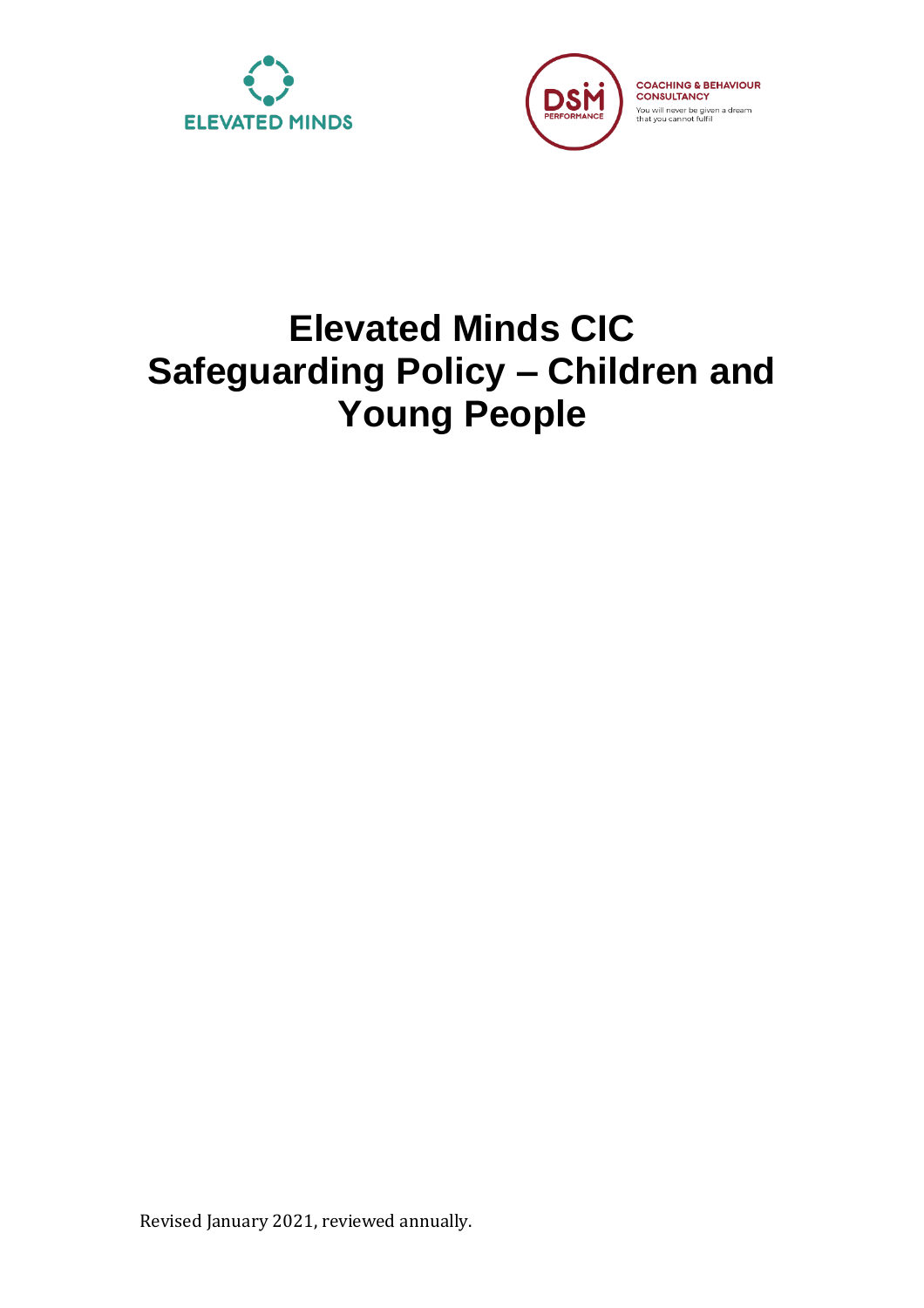ELEVATED MINDS

DSM PERFORMANCE

COACHING & BEHAVIOUR CONSULTANCY

You will never be given a dream that you cannot fulfil

# Elevated Minds CIC Safeguarding Policy – Children and Young People

Revised January 2021, reviewed annually.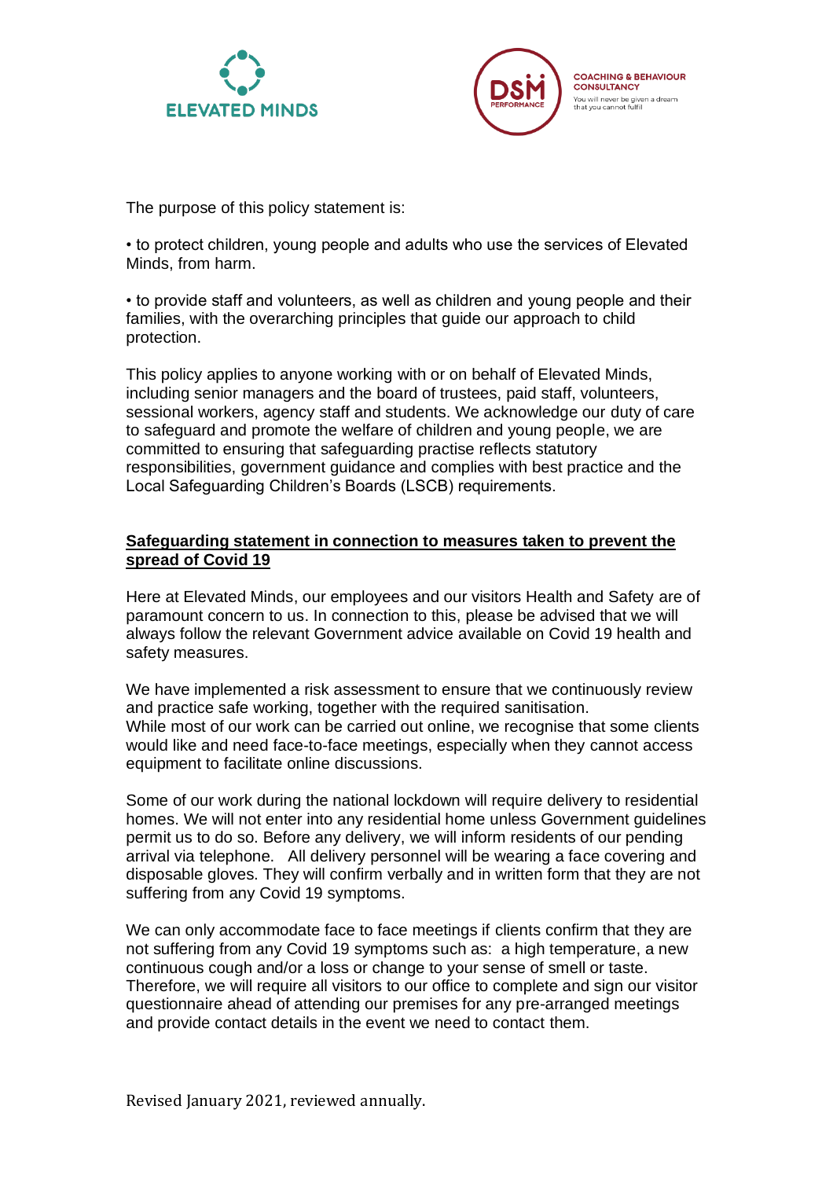The purpose of this policy statement is:

• to protect children, young people and adults who use the services of Elevated Minds, from harm.

• to provide staff and volunteers, as well as children and young people and their families, with the overarching principles that guide our approach to child protection.

This policy applies to anyone working with or on behalf of Elevated Minds, including senior managers and the board of trustees, paid staff, volunteers, sessional workers, agency staff and students. We acknowledge our duty of care to safeguard and promote the welfare of children and young people, we are committed to ensuring that safeguarding practise reflects statutory responsibilities, government guidance and complies with best practice and the Local Safeguarding Children's Boards (LSCB) requirements.

**Safeguarding statement in connection to measures taken to prevent the spread of Covid 19**

Here at Elevated Minds, our employees and our visitors Health and Safety are of paramount concern to us. In connection to this, please be advised that we will always follow the relevant Government advice available on Covid 19 health and safety measures.

We have implemented a risk assessment to ensure that we continuously review and practice safe working, together with the required sanitisation.
While most of our work can be carried out online, we recognise that some clients would like and need face-to-face meetings, especially when they cannot access equipment to facilitate online discussions.

Some of our work during the national lockdown will require delivery to residential homes. We will not enter into any residential home unless Government guidelines permit us to do so. Before any delivery, we will inform residents of our pending arrival via telephone. All delivery personnel will be wearing a face covering and disposable gloves. They will confirm verbally and in written form that they are not suffering from any Covid 19 symptoms.

We can only accommodate face to face meetings if clients confirm that they are not suffering from any Covid 19 symptoms such as: a high temperature, a new continuous cough and/or a loss or change to your sense of smell or taste. Therefore, we will require all visitors to our office to complete and sign our visitor questionnaire ahead of attending our premises for any pre-arranged meetings and provide contact details in the event we need to contact them.

Revised January 2021, reviewed annually.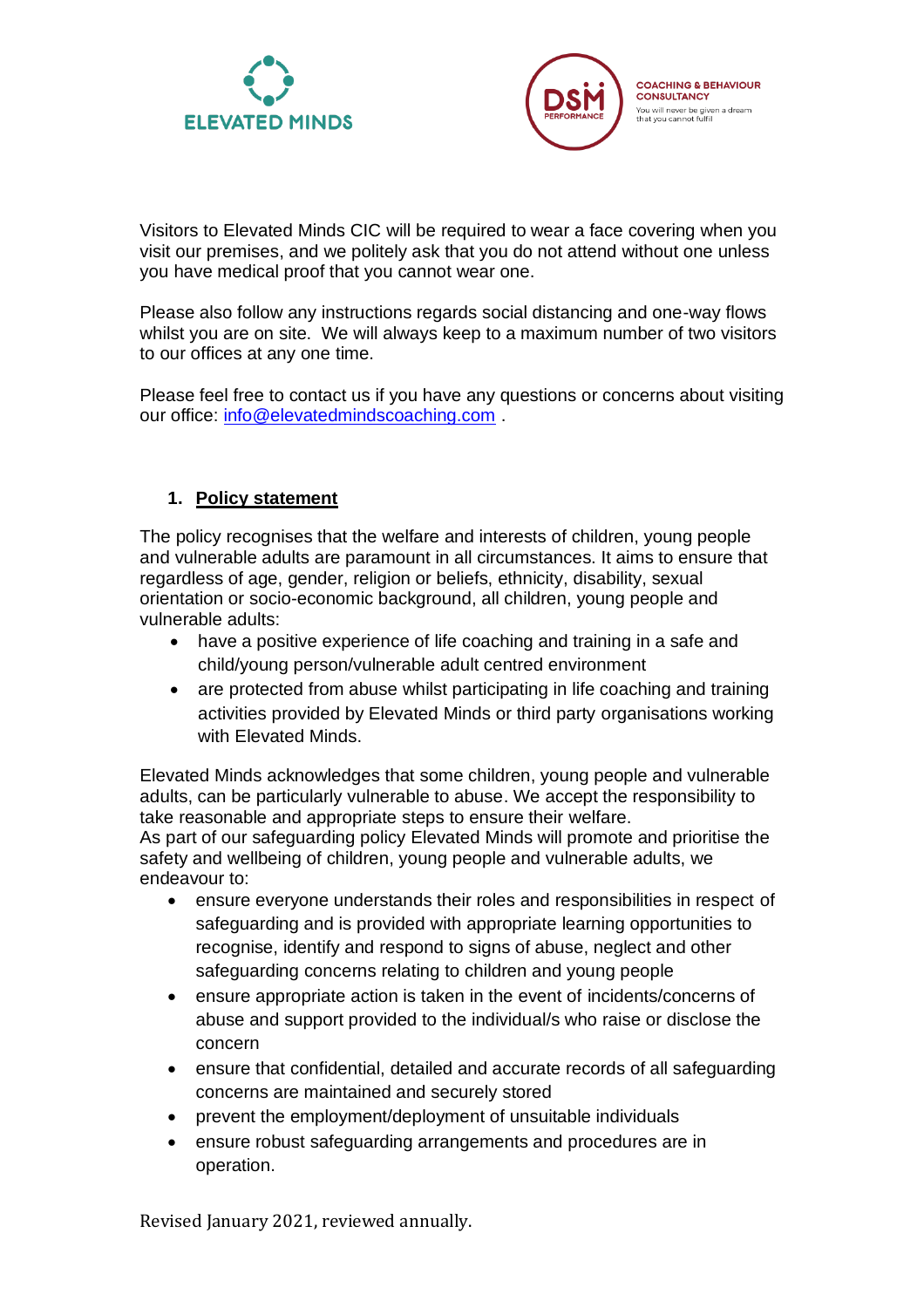Visitors to Elevated Minds CIC will be required to wear a face covering when you visit our premises, and we politely ask that you do not attend without one unless you have medical proof that you cannot wear one.

Please also follow any instructions regards social distancing and one-way flows whilst you are on site. We will always keep to a maximum number of two visitors to our offices at any one time.

Please feel free to contact us if you have any questions or concerns about visiting our office: info@elevatedmindscoaching.com .

## 1. Policy statement

The policy recognises that the welfare and interests of children, young people and vulnerable adults are paramount in all circumstances. It aims to ensure that regardless of age, gender, religion or beliefs, ethnicity, disability, sexual orientation or socio-economic background, all children, young people and vulnerable adults:

- have a positive experience of life coaching and training in a safe and child/young person/vulnerable adult centred environment
- are protected from abuse whilst participating in life coaching and training activities provided by Elevated Minds or third party organisations working with Elevated Minds.

Elevated Minds acknowledges that some children, young people and vulnerable adults, can be particularly vulnerable to abuse. We accept the responsibility to take reasonable and appropriate steps to ensure their welfare.
As part of our safeguarding policy Elevated Minds will promote and prioritise the safety and wellbeing of children, young people and vulnerable adults, we endeavour to:

- ensure everyone understands their roles and responsibilities in respect of safeguarding and is provided with appropriate learning opportunities to recognise, identify and respond to signs of abuse, neglect and other safeguarding concerns relating to children and young people
- ensure appropriate action is taken in the event of incidents/concerns of abuse and support provided to the individual/s who raise or disclose the concern
- ensure that confidential, detailed and accurate records of all safeguarding concerns are maintained and securely stored
- prevent the employment/deployment of unsuitable individuals
- ensure robust safeguarding arrangements and procedures are in operation.

Revised January 2021, reviewed annually.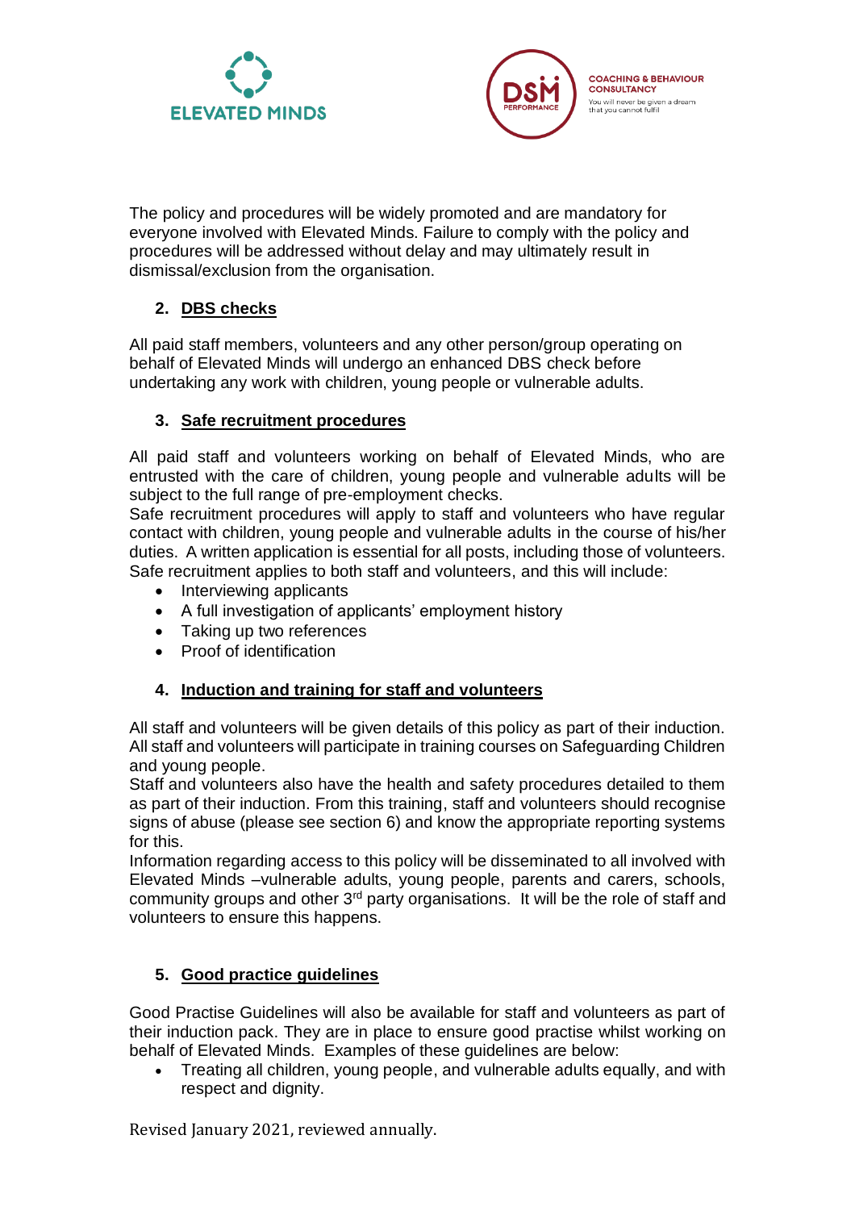The policy and procedures will be widely promoted and are mandatory for everyone involved with Elevated Minds. Failure to comply with the policy and procedures will be addressed without delay and may ultimately result in dismissal/exclusion from the organisation.

## 2. DBS checks

All paid staff members, volunteers and any other person/group operating on behalf of Elevated Minds will undergo an enhanced DBS check before undertaking any work with children, young people or vulnerable adults.

## 3. Safe recruitment procedures

All paid staff and volunteers working on behalf of Elevated Minds, who are entrusted with the care of children, young people and vulnerable adults will be subject to the full range of pre-employment checks.

Safe recruitment procedures will apply to staff and volunteers who have regular contact with children, young people and vulnerable adults in the course of his/her duties. A written application is essential for all posts, including those of volunteers. Safe recruitment applies to both staff and volunteers, and this will include:

- Interviewing applicants
- A full investigation of applicants' employment history
- Taking up two references
- Proof of identification

## 4. Induction and training for staff and volunteers

All staff and volunteers will be given details of this policy as part of their induction. All staff and volunteers will participate in training courses on Safeguarding Children and young people.

Staff and volunteers also have the health and safety procedures detailed to them as part of their induction. From this training, staff and volunteers should recognise signs of abuse (please see section 6) and know the appropriate reporting systems for this.

Information regarding access to this policy will be disseminated to all involved with Elevated Minds –vulnerable adults, young people, parents and carers, schools, community groups and other 3rd party organisations. It will be the role of staff and volunteers to ensure this happens.

## 5. Good practice guidelines

Good Practise Guidelines will also be available for staff and volunteers as part of their induction pack. They are in place to ensure good practise whilst working on behalf of Elevated Minds. Examples of these guidelines are below:

- Treating all children, young people, and vulnerable adults equally, and with respect and dignity.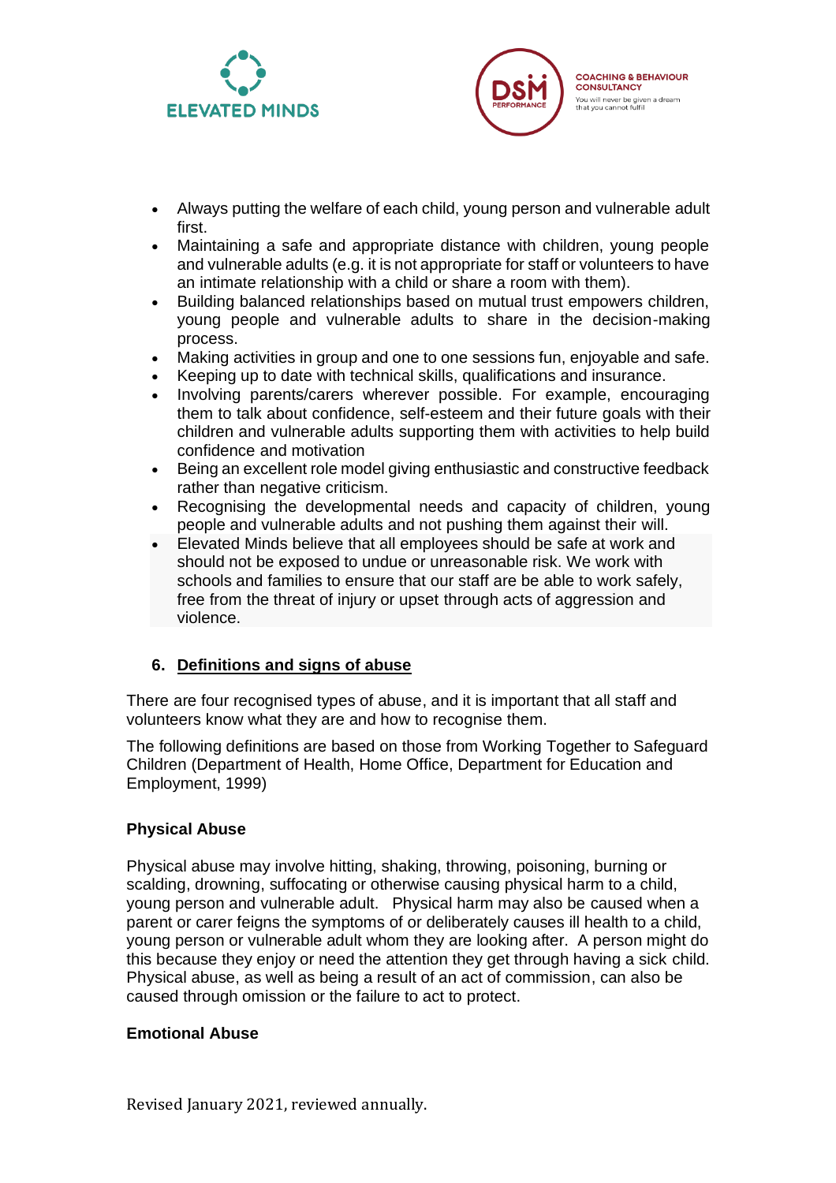- Always putting the welfare of each child, young person and vulnerable adult first.
- Maintaining a safe and appropriate distance with children, young people and vulnerable adults (e.g. it is not appropriate for staff or volunteers to have an intimate relationship with a child or share a room with them).
- Building balanced relationships based on mutual trust empowers children, young people and vulnerable adults to share in the decision-making process.
- Making activities in group and one to one sessions fun, enjoyable and safe.
- Keeping up to date with technical skills, qualifications and insurance.
- Involving parents/carers wherever possible. For example, encouraging them to talk about confidence, self-esteem and their future goals with their children and vulnerable adults supporting them with activities to help build confidence and motivation
- Being an excellent role model giving enthusiastic and constructive feedback rather than negative criticism.
- Recognising the developmental needs and capacity of children, young people and vulnerable adults and not pushing them against their will.
- Elevated Minds believe that all employees should be safe at work and should not be exposed to undue or unreasonable risk. We work with schools and families to ensure that our staff are be able to work safely, free from the threat of injury or upset through acts of aggression and violence.

## 6. Definitions and signs of abuse

There are four recognised types of abuse, and it is important that all staff and volunteers know what they are and how to recognise them.

The following definitions are based on those from Working Together to Safeguard Children (Department of Health, Home Office, Department for Education and Employment, 1999)

### Physical Abuse

Physical abuse may involve hitting, shaking, throwing, poisoning, burning or scalding, drowning, suffocating or otherwise causing physical harm to a child, young person and vulnerable adult. Physical harm may also be caused when a parent or carer feigns the symptoms of or deliberately causes ill health to a child, young person or vulnerable adult whom they are looking after. A person might do this because they enjoy or need the attention they get through having a sick child. Physical abuse, as well as being a result of an act of commission, can also be caused through omission or the failure to act to protect.

### Emotional Abuse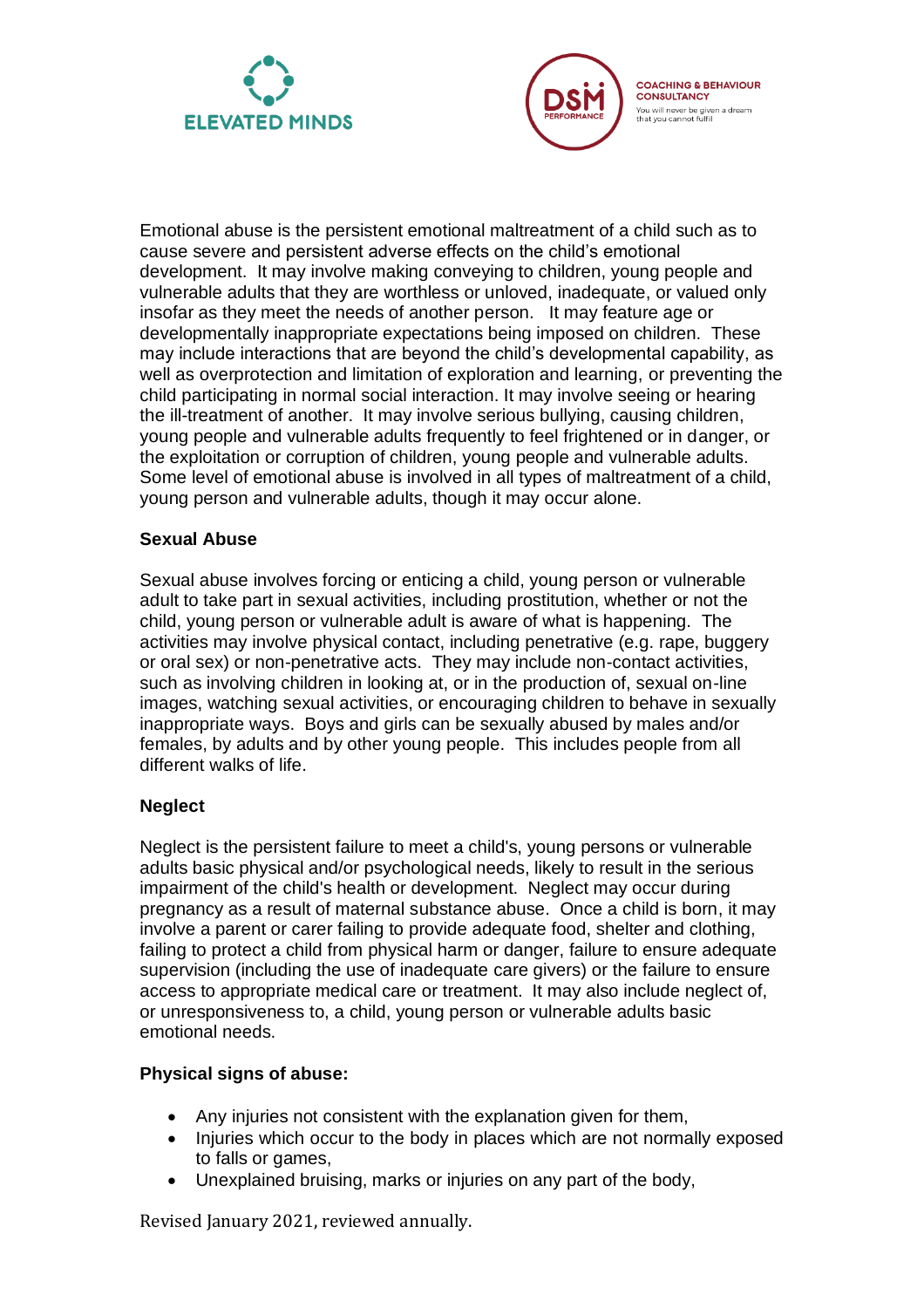Emotional abuse is the persistent emotional maltreatment of a child such as to cause severe and persistent adverse effects on the child's emotional development. It may involve making conveying to children, young people and vulnerable adults that they are worthless or unloved, inadequate, or valued only insofar as they meet the needs of another person. It may feature age or developmentally inappropriate expectations being imposed on children. These may include interactions that are beyond the child's developmental capability, as well as overprotection and limitation of exploration and learning, or preventing the child participating in normal social interaction. It may involve seeing or hearing the ill-treatment of another. It may involve serious bullying, causing children, young people and vulnerable adults frequently to feel frightened or in danger, or the exploitation or corruption of children, young people and vulnerable adults. Some level of emotional abuse is involved in all types of maltreatment of a child, young person and vulnerable adults, though it may occur alone.

**Sexual Abuse**

Sexual abuse involves forcing or enticing a child, young person or vulnerable adult to take part in sexual activities, including prostitution, whether or not the child, young person or vulnerable adult is aware of what is happening. The activities may involve physical contact, including penetrative (e.g. rape, buggery or oral sex) or non-penetrative acts. They may include non-contact activities, such as involving children in looking at, or in the production of, sexual on-line images, watching sexual activities, or encouraging children to behave in sexually inappropriate ways. Boys and girls can be sexually abused by males and/or females, by adults and by other young people. This includes people from all different walks of life.

**Neglect**

Neglect is the persistent failure to meet a child's, young persons or vulnerable adults basic physical and/or psychological needs, likely to result in the serious impairment of the child's health or development. Neglect may occur during pregnancy as a result of maternal substance abuse. Once a child is born, it may involve a parent or carer failing to provide adequate food, shelter and clothing, failing to protect a child from physical harm or danger, failure to ensure adequate supervision (including the use of inadequate care givers) or the failure to ensure access to appropriate medical care or treatment. It may also include neglect of, or unresponsiveness to, a child, young person or vulnerable adults basic emotional needs.

**Physical signs of abuse:**

- Any injuries not consistent with the explanation given for them,
- Injuries which occur to the body in places which are not normally exposed to falls or games,
- Unexplained bruising, marks or injuries on any part of the body,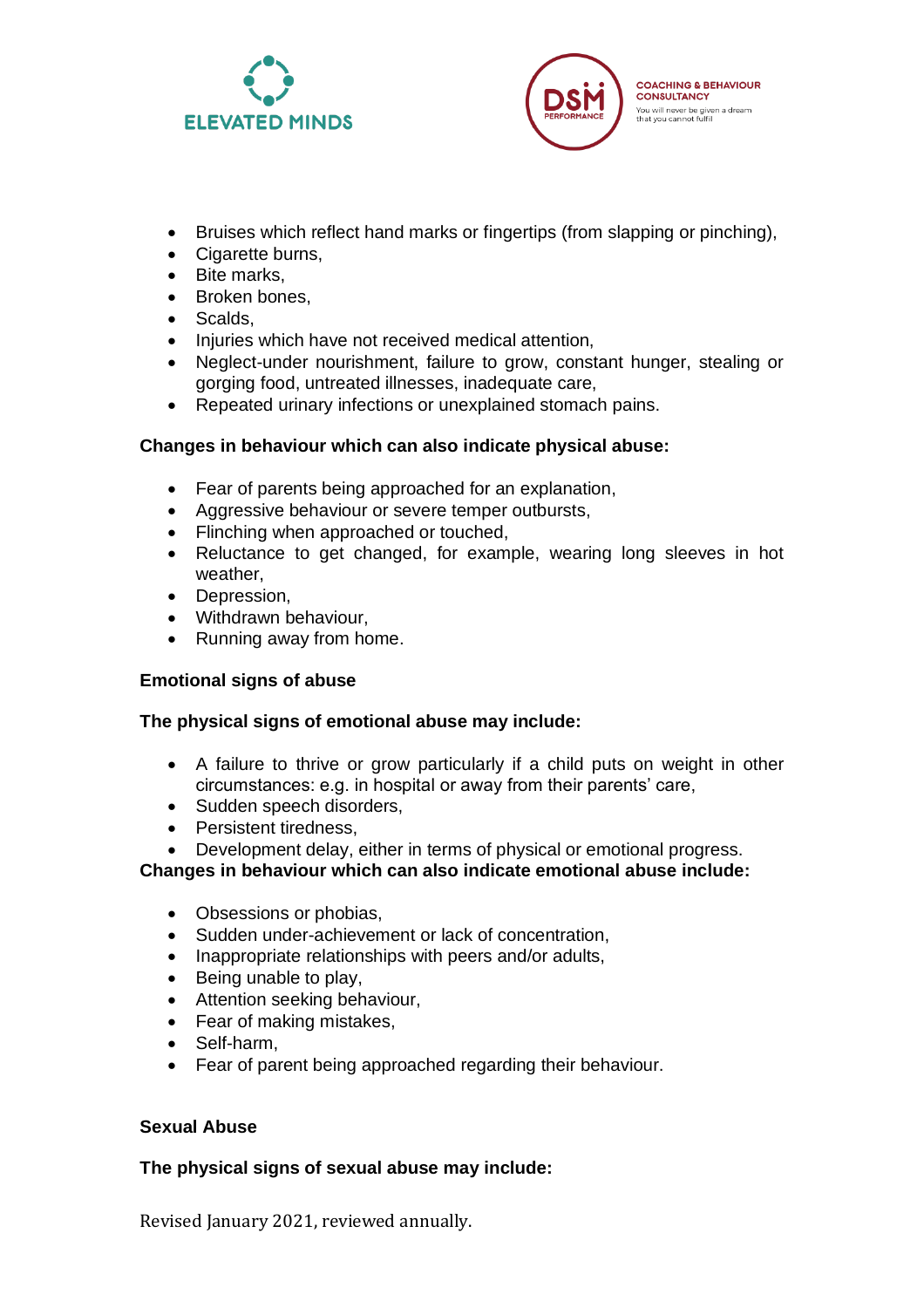- Bruises which reflect hand marks or fingertips (from slapping or pinching),
- Cigarette burns,
- Bite marks,
- Broken bones,
- Scalds,
- Injuries which have not received medical attention,
- Neglect-under nourishment, failure to grow, constant hunger, stealing or gorging food, untreated illnesses, inadequate care,
- Repeated urinary infections or unexplained stomach pains.

**Changes in behaviour which can also indicate physical abuse:**

- Fear of parents being approached for an explanation,
- Aggressive behaviour or severe temper outbursts,
- Flinching when approached or touched,
- Reluctance to get changed, for example, wearing long sleeves in hot weather,
- Depression,
- Withdrawn behaviour,
- Running away from home.

**Emotional signs of abuse**

**The physical signs of emotional abuse may include:**

- A failure to thrive or grow particularly if a child puts on weight in other circumstances: e.g. in hospital or away from their parents' care,
- Sudden speech disorders,
- Persistent tiredness,
- Development delay, either in terms of physical or emotional progress.

**Changes in behaviour which can also indicate emotional abuse include:**

- Obsessions or phobias,
- Sudden under-achievement or lack of concentration,
- Inappropriate relationships with peers and/or adults,
- Being unable to play,
- Attention seeking behaviour,
- Fear of making mistakes,
- Self-harm,
- Fear of parent being approached regarding their behaviour.

**Sexual Abuse**

**The physical signs of sexual abuse may include:**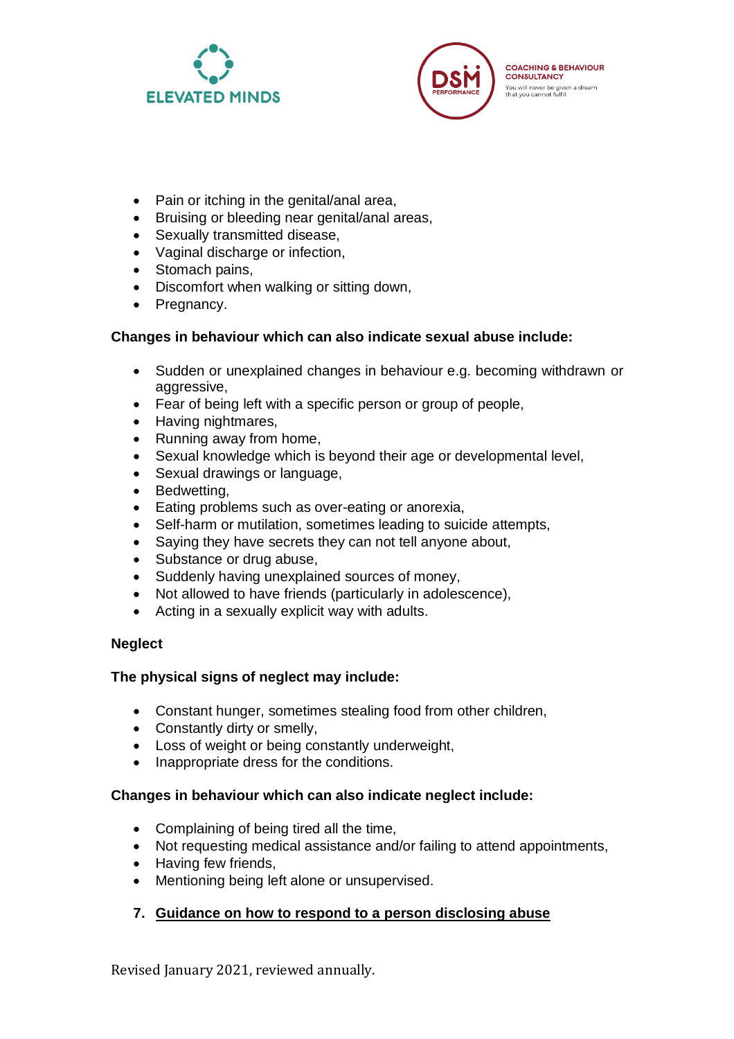- Pain or itching in the genital/anal area,
- Bruising or bleeding near genital/anal areas,
- Sexually transmitted disease,
- Vaginal discharge or infection,
- Stomach pains,
- Discomfort when walking or sitting down,
- Pregnancy.

**Changes in behaviour which can also indicate sexual abuse include:**

- Sudden or unexplained changes in behaviour e.g. becoming withdrawn or aggressive,
- Fear of being left with a specific person or group of people,
- Having nightmares,
- Running away from home,
- Sexual knowledge which is beyond their age or developmental level,
- Sexual drawings or language,
- Bedwetting,
- Eating problems such as over-eating or anorexia,
- Self-harm or mutilation, sometimes leading to suicide attempts,
- Saying they have secrets they can not tell anyone about,
- Substance or drug abuse,
- Suddenly having unexplained sources of money,
- Not allowed to have friends (particularly in adolescence),
- Acting in a sexually explicit way with adults.

**Neglect**

**The physical signs of neglect may include:**

- Constant hunger, sometimes stealing food from other children,
- Constantly dirty or smelly,
- Loss of weight or being constantly underweight,
- Inappropriate dress for the conditions.

**Changes in behaviour which can also indicate neglect include:**

- Complaining of being tired all the time,
- Not requesting medical assistance and/or failing to attend appointments,
- Having few friends,
- Mentioning being left alone or unsupervised.

## 7. Guidance on how to respond to a person disclosing abuse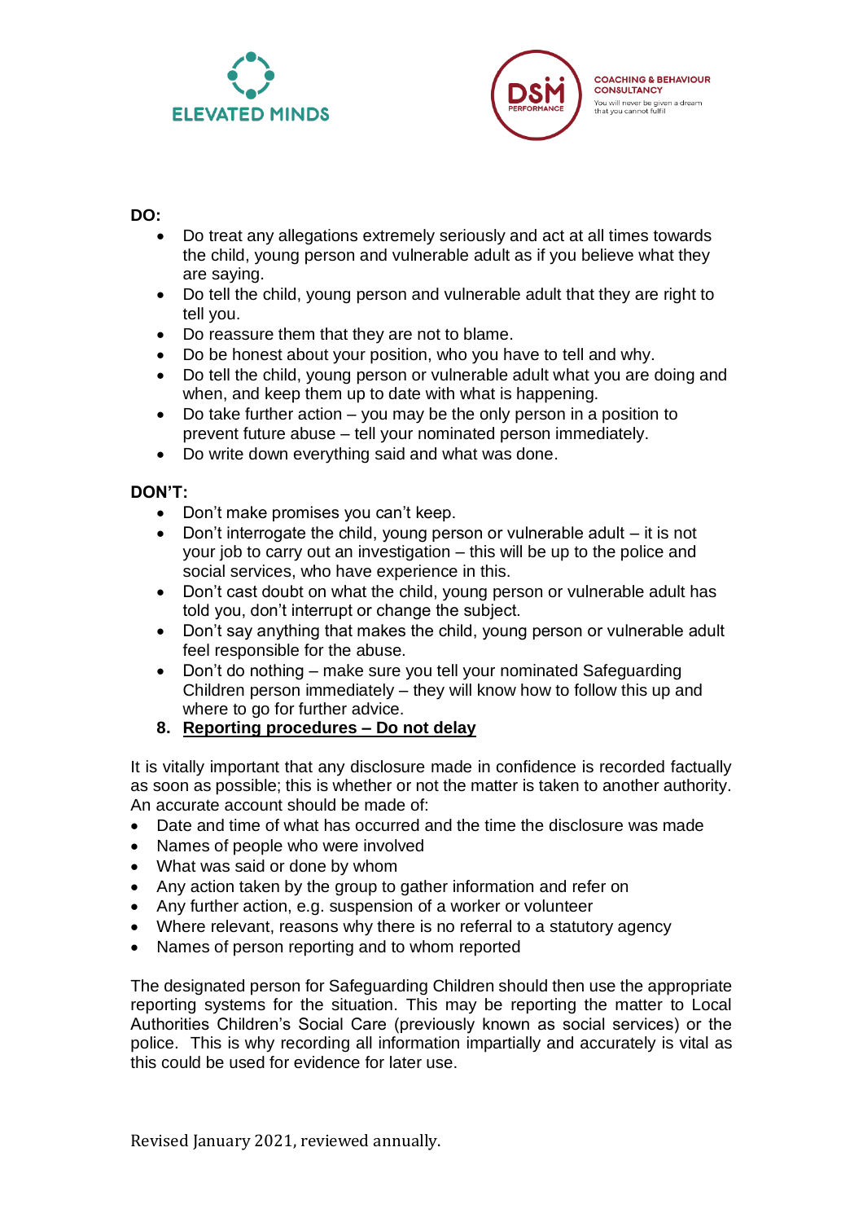**DO:**

- Do treat any allegations extremely seriously and act at all times towards the child, young person and vulnerable adult as if you believe what they are saying.
- Do tell the child, young person and vulnerable adult that they are right to tell you.
- Do reassure them that they are not to blame.
- Do be honest about your position, who you have to tell and why.
- Do tell the child, young person or vulnerable adult what you are doing and when, and keep them up to date with what is happening.
- Do take further action – you may be the only person in a position to prevent future abuse – tell your nominated person immediately.
- Do write down everything said and what was done.

**DON'T:**

- Don't make promises you can't keep.
- Don't interrogate the child, young person or vulnerable adult – it is not your job to carry out an investigation – this will be up to the police and social services, who have experience in this.
- Don't cast doubt on what the child, young person or vulnerable adult has told you, don't interrupt or change the subject.
- Don't say anything that makes the child, young person or vulnerable adult feel responsible for the abuse.
- Don't do nothing – make sure you tell your nominated Safeguarding Children person immediately – they will know how to follow this up and where to go for further advice.

## 8. Reporting procedures – Do not delay

It is vitally important that any disclosure made in confidence is recorded factually as soon as possible; this is whether or not the matter is taken to another authority. An accurate account should be made of:

- Date and time of what has occurred and the time the disclosure was made
- Names of people who were involved
- What was said or done by whom
- Any action taken by the group to gather information and refer on
- Any further action, e.g. suspension of a worker or volunteer
- Where relevant, reasons why there is no referral to a statutory agency
- Names of person reporting and to whom reported

The designated person for Safeguarding Children should then use the appropriate reporting systems for the situation. This may be reporting the matter to Local Authorities Children's Social Care (previously known as social services) or the police. This is why recording all information impartially and accurately is vital as this could be used for evidence for later use.

Revised January 2021, reviewed annually.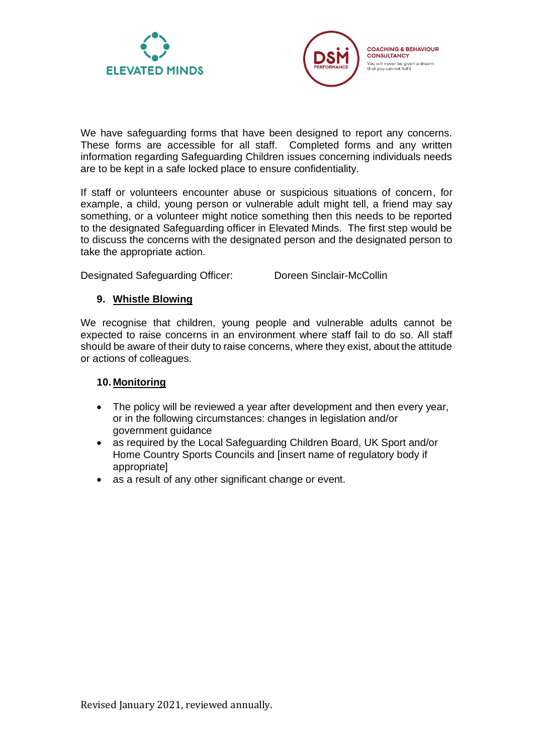We have safeguarding forms that have been designed to report any concerns. These forms are accessible for all staff. Completed forms and any written information regarding Safeguarding Children issues concerning individuals needs are to be kept in a safe locked place to ensure confidentiality.

If staff or volunteers encounter abuse or suspicious situations of concern, for example, a child, young person or vulnerable adult might tell, a friend may say something, or a volunteer might notice something then this needs to be reported to the designated Safeguarding officer in Elevated Minds. The first step would be to discuss the concerns with the designated person and the designated person to take the appropriate action.

Designated Safeguarding Officer: Doreen Sinclair-McCollin

## 9. Whistle Blowing

We recognise that children, young people and vulnerable adults cannot be expected to raise concerns in an environment where staff fail to do so. All staff should be aware of their duty to raise concerns, where they exist, about the attitude or actions of colleagues.

## 10. Monitoring

- The policy will be reviewed a year after development and then every year, or in the following circumstances: changes in legislation and/or government guidance
- as required by the Local Safeguarding Children Board, UK Sport and/or Home Country Sports Councils and [insert name of regulatory body if appropriate]
- as a result of any other significant change or event.

Revised January 2021, reviewed annually.